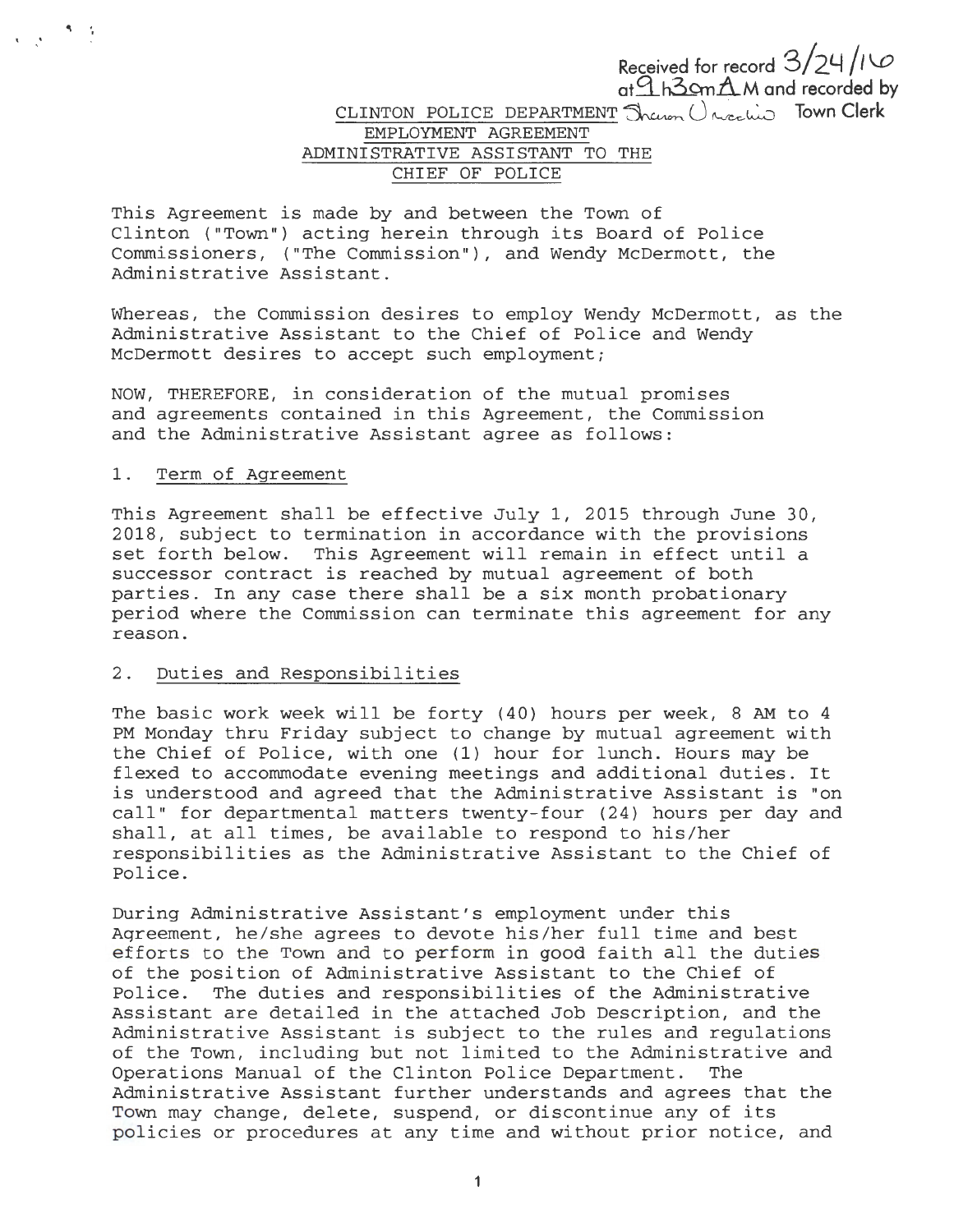Received for record 3/24/16 at 9h30m A M and recorded by Sharon Ucchio Town Clerk

# CLINTON POLICE DEPARTMENT EMPLOYMENT AGREEMENT ADMINISTRATIVE ASSISTANT TO THE CHIEF OF POLICE

This Agreement is made by and between the Town of Clinton ("Town") acting herein through its Board of Police Commissioners, ("The Commission"), and Wendy McDermott, the Administrative Assistant.

Whereas, the Commission desires to employ Wendy McDermott, as the Administrative Assistant to the Chief of Police and Wendy McDermott desires to accept such employment;

NOW, THEREFORE, in consideration of the mutual promises and agreements contained in this Agreement, the Commission and the Administrative Assistant agree as follows:

## 1. Term of Agreement

This Agreement shall be effective July 1, 2015 through June 30, 2018, subject to termination in accordance with the provisions set forth below. This Agreement will remain in effect until a successor contract is reached by mutual agreement of both parties. In any case there shall be a six month probationary period where the Commission can terminate this agreement for any reason.

## 2. Duties and Responsibilities

The basic work week will be forty (40) hours per week, 8 AM to 4 PM Monday thru Friday subject to change by mutual agreement with the Chief of Police, with one (1) hour for lunch. Hours may be flexed to accommodate evening meetings and additional duties. It is understood and agreed that the Administrative Assistant is "on call" for departmental matters twenty-four (24) hours per day and shall, at all times, be available to respond to his/her responsibilities as the Administrative Assistant to the Chief of Police.

During Administrative Assistant's employment under this Agreement, he/she agrees to devote his/her full time and best efforts to the Town and to perform in good faith all the duties of the position of Administrative Assistant to the Chief of Police. The duties and responsibilities of the Administrative Assistant are detailed in the attached Job Description, and the Administrative Assistant is subject to the rules and regulations of the Town, including but not limited to the Administrative and Operations Manual of the Clinton Police Department. The Administrative Assistant further understands and agrees that the Town may change, delete, suspend, or discontinue any of its policies or procedures at any time and without prior notice, and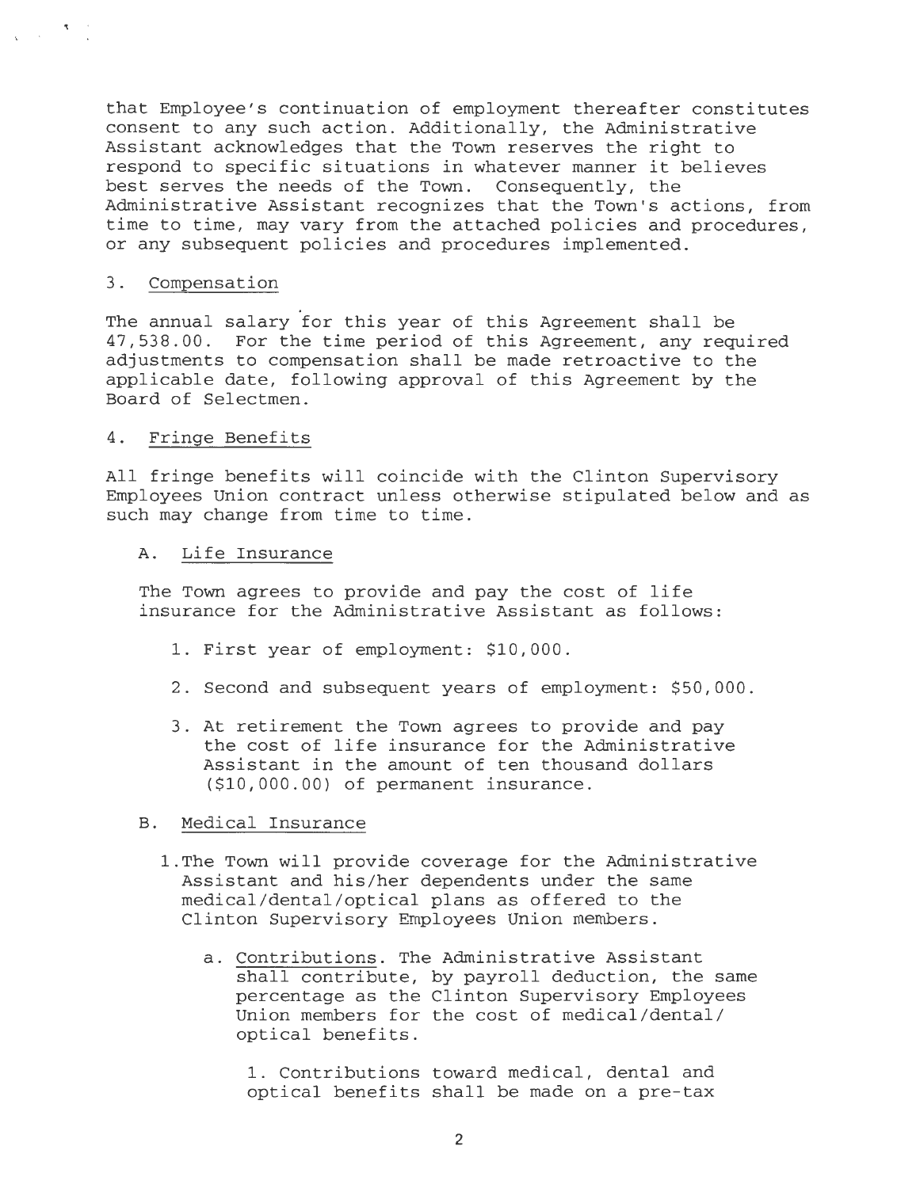that Employee's continuation of employment thereafter constitutes consent to any such action. Additionally, the Administrative Assistant acknowledges that the Town reserves the right to respond to specific situations in whatever manner it believes best serves the needs of the Town. Consequently, the Administrative Assistant recognizes that the Town's actions, from time to time, may vary from the attached policies and procedures, or any subsequent policies and procedures implemented.

## 3. Compensation

The annual salary for this year of this Agreement shall be 47,538.00. For the time period of this Agreement, any required adjustments to compensation shall be made retroactive to the applicable date, following approval of this Agreement by the Board of Selectmen.

## 4. Fringe Benefits

All fringe benefits will coincide with the Clinton Supervisory Employees Union contract unless otherwise stipulated below and as such may change from time to time.

### A. Life Insurance

The Town agrees to provide and pay the cost of life insurance for the Administrative Assistant as follows:

1. First year of employment: $10,000.
2. Second and subsequent years of employment: $50,000.
3. At retirement the Town agrees to provide and pay the cost of life insurance for the Administrative Assistant in the amount of ten thousand dollars ($10,000.00) of permanent insurance.

### B. Medical Insurance

1. The Town will provide coverage for the Administrative Assistant and his/her dependents under the same medical/dental/optical plans as offered to the Clinton Supervisory Employees Union members.

   a. Contributions. The Administrative Assistant shall contribute, by payroll deduction, the same percentage as the Clinton Supervisory Employees Union members for the cost of medical/dental/ optical benefits.

      1. Contributions toward medical, dental and optical benefits shall be made on a pre-tax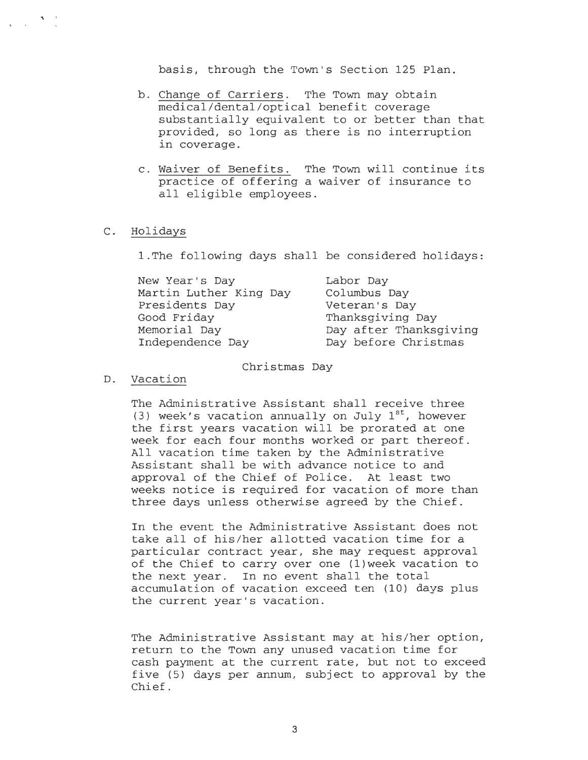basis, through the Town's Section 125 Plan.

b. Change of Carriers. The Town may obtain medical/dental/optical benefit coverage substantially equivalent to or better than that provided, so long as there is no interruption in coverage.

c. Waiver of Benefits. The Town will continue its practice of offering a waiver of insurance to all eligible employees.

C. Holidays

1. The following days shall be considered holidays:

| | |
|---|---|
| New Year's Day | Labor Day |
| Martin Luther King Day | Columbus Day |
| Presidents Day | Veteran's Day |
| Good Friday | Thanksgiving Day |
| Memorial Day | Day after Thanksgiving |
| Independence Day | Day before Christmas |

Christmas Day

D. Vacation

The Administrative Assistant shall receive three (3) week's vacation annually on July 1st, however the first years vacation will be prorated at one week for each four months worked or part thereof. All vacation time taken by the Administrative Assistant shall be with advance notice to and approval of the Chief of Police. At least two weeks notice is required for vacation of more than three days unless otherwise agreed by the Chief.

In the event the Administrative Assistant does not take all of his/her allotted vacation time for a particular contract year, she may request approval of the Chief to carry over one (1)week vacation to the next year. In no event shall the total accumulation of vacation exceed ten (10) days plus the current year's vacation.

The Administrative Assistant may at his/her option, return to the Town any unused vacation time for cash payment at the current rate, but not to exceed five (5) days per annum, subject to approval by the Chief.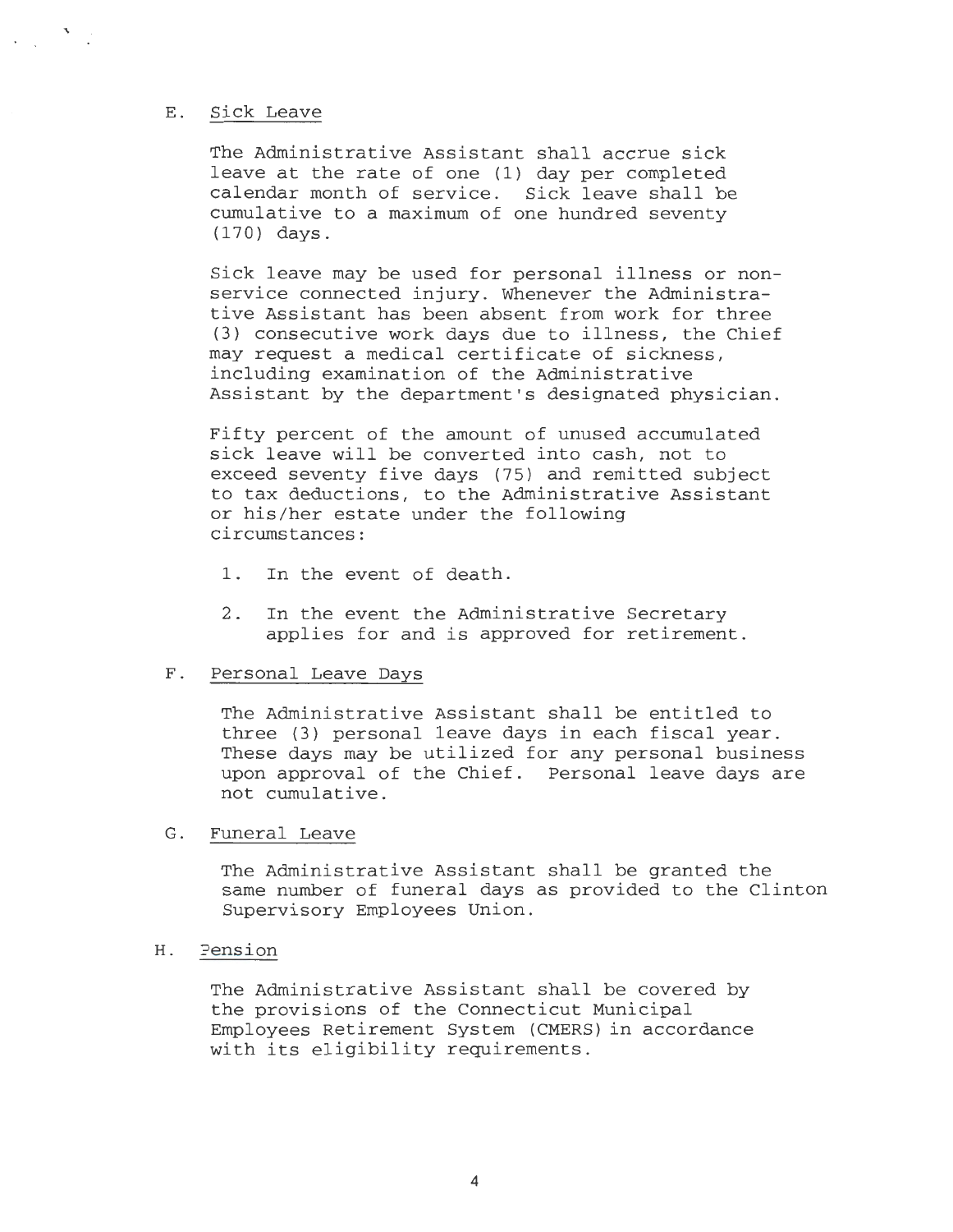E. Sick Leave

The Administrative Assistant shall accrue sick leave at the rate of one (1) day per completed calendar month of service. Sick leave shall be cumulative to a maximum of one hundred seventy (170) days.

Sick leave may be used for personal illness or non-service connected injury. Whenever the Administrative Assistant has been absent from work for three (3) consecutive work days due to illness, the Chief may request a medical certificate of sickness, including examination of the Administrative Assistant by the department's designated physician.

Fifty percent of the amount of unused accumulated sick leave will be converted into cash, not to exceed seventy five days (75) and remitted subject to tax deductions, to the Administrative Assistant or his/her estate under the following circumstances:

1. In the event of death.
2. In the event the Administrative Secretary applies for and is approved for retirement.

F. Personal Leave Days

The Administrative Assistant shall be entitled to three (3) personal leave days in each fiscal year. These days may be utilized for any personal business upon approval of the Chief. Personal leave days are not cumulative.

G. Funeral Leave

The Administrative Assistant shall be granted the same number of funeral days as provided to the Clinton Supervisory Employees Union.

H. Pension

The Administrative Assistant shall be covered by the provisions of the Connecticut Municipal Employees Retirement System (CMERS) in accordance with its eligibility requirements.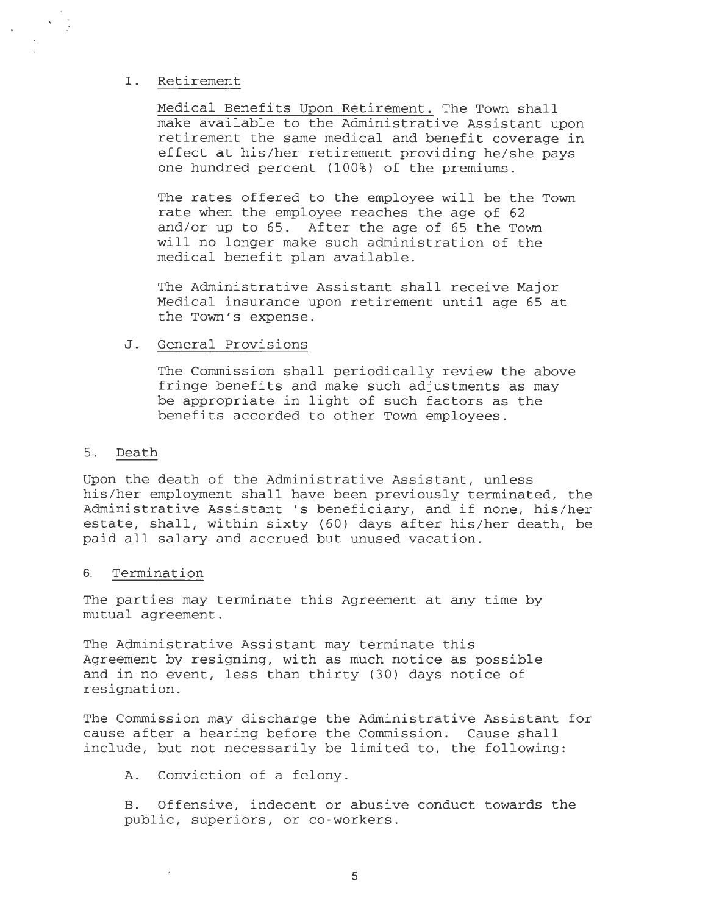I. Retirement

Medical Benefits Upon Retirement. The Town shall make available to the Administrative Assistant upon retirement the same medical and benefit coverage in effect at his/her retirement providing he/she pays one hundred percent (100%) of the premiums.

The rates offered to the employee will be the Town rate when the employee reaches the age of 62 and/or up to 65. After the age of 65 the Town will no longer make such administration of the medical benefit plan available.

The Administrative Assistant shall receive Major Medical insurance upon retirement until age 65 at the Town's expense.

J. General Provisions

The Commission shall periodically review the above fringe benefits and make such adjustments as may be appropriate in light of such factors as the benefits accorded to other Town employees.

## 5. Death

Upon the death of the Administrative Assistant, unless his/her employment shall have been previously terminated, the Administrative Assistant 's beneficiary, and if none, his/her estate, shall, within sixty (60) days after his/her death, be paid all salary and accrued but unused vacation.

## 6. Termination

The parties may terminate this Agreement at any time by mutual agreement.

The Administrative Assistant may terminate this Agreement by resigning, with as much notice as possible and in no event, less than thirty (30) days notice of resignation.

The Commission may discharge the Administrative Assistant for cause after a hearing before the Commission. Cause shall include, but not necessarily be limited to, the following:

A. Conviction of a felony.

B. Offensive, indecent or abusive conduct towards the public, superiors, or co-workers.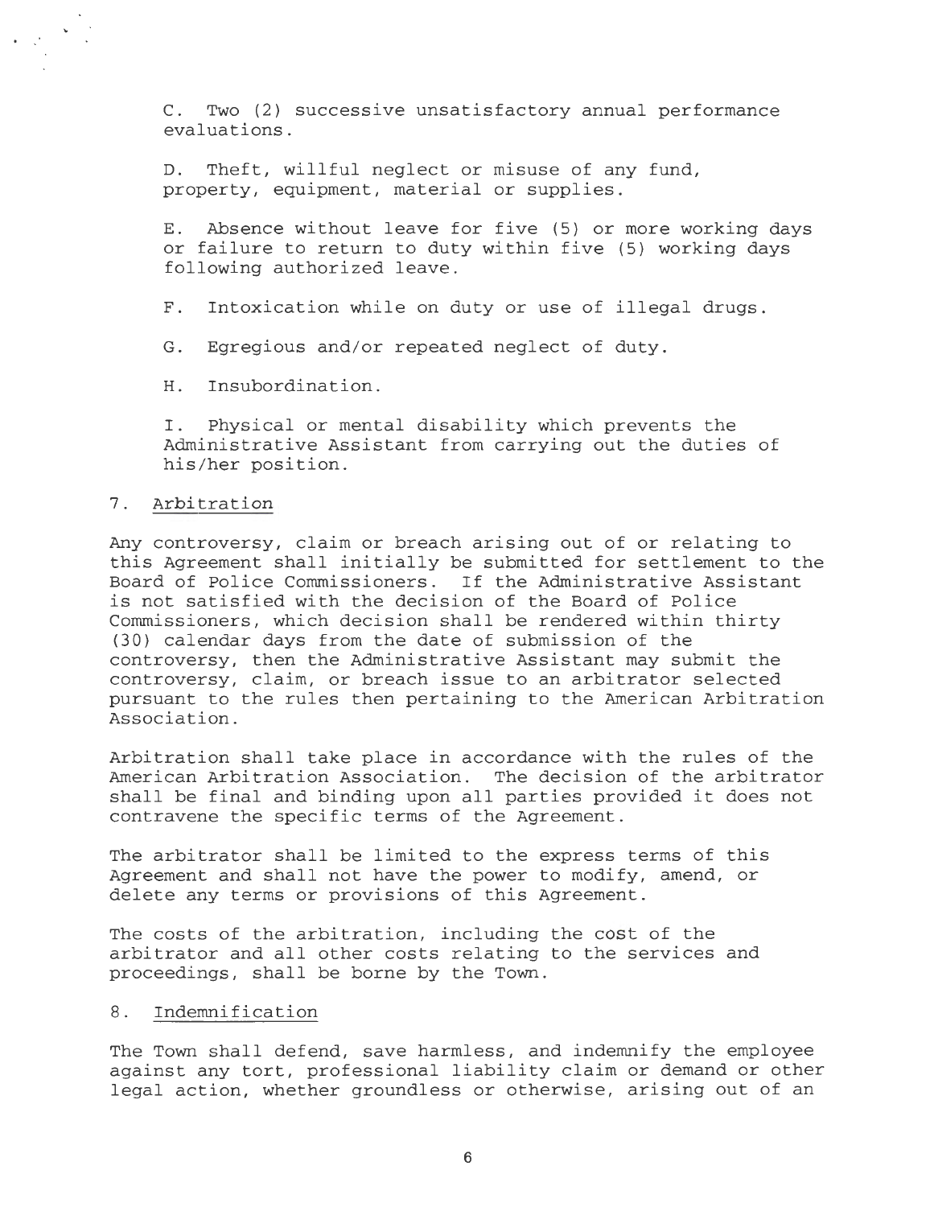C. Two (2) successive unsatisfactory annual performance evaluations.

D. Theft, willful neglect or misuse of any fund, property, equipment, material or supplies.

E. Absence without leave for five (5) or more working days or failure to return to duty within five (5) working days following authorized leave.

F. Intoxication while on duty or use of illegal drugs.

G. Egregious and/or repeated neglect of duty.

H. Insubordination.

I. Physical or mental disability which prevents the Administrative Assistant from carrying out the duties of his/her position.

## 7. Arbitration

Any controversy, claim or breach arising out of or relating to this Agreement shall initially be submitted for settlement to the Board of Police Commissioners. If the Administrative Assistant is not satisfied with the decision of the Board of Police Commissioners, which decision shall be rendered within thirty (30) calendar days from the date of submission of the controversy, then the Administrative Assistant may submit the controversy, claim, or breach issue to an arbitrator selected pursuant to the rules then pertaining to the American Arbitration Association.

Arbitration shall take place in accordance with the rules of the American Arbitration Association. The decision of the arbitrator shall be final and binding upon all parties provided it does not contravene the specific terms of the Agreement.

The arbitrator shall be limited to the express terms of this Agreement and shall not have the power to modify, amend, or delete any terms or provisions of this Agreement.

The costs of the arbitration, including the cost of the arbitrator and all other costs relating to the services and proceedings, shall be borne by the Town.

## 8. Indemnification

The Town shall defend, save harmless, and indemnify the employee against any tort, professional liability claim or demand or other legal action, whether groundless or otherwise, arising out of an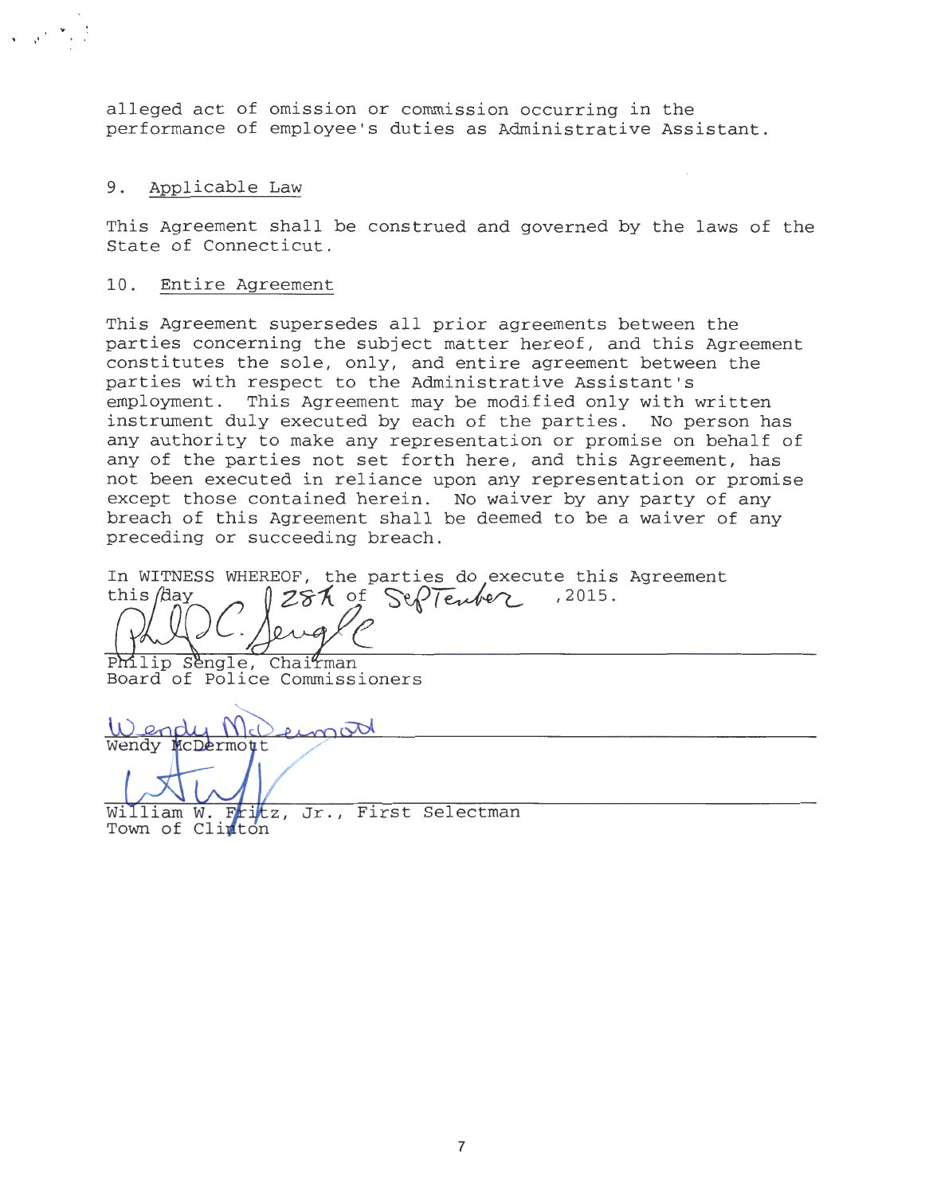alleged act of omission or commission occurring in the performance of employee's duties as Administrative Assistant.

## 9. Applicable Law

This Agreement shall be construed and governed by the laws of the State of Connecticut.

## 10. Entire Agreement

This Agreement supersedes all prior agreements between the parties concerning the subject matter hereof, and this Agreement constitutes the sole, only, and entire agreement between the parties with respect to the Administrative Assistant's employment. This Agreement may be modified only with written instrument duly executed by each of the parties. No person has any authority to make any representation or promise on behalf of any of the parties not set forth here, and this Agreement, has not been executed in reliance upon any representation or promise except those contained herein. No waiver by any party of any breach of this Agreement shall be deemed to be a waiver of any preceding or succeeding breach.

In WITNESS WHEREOF, the parties do execute this Agreement this day 28th of September, 2015.

Philip Sengle, Chairman
Board of Police Commissioners

Wendy McDermott

William W. Fritz, Jr., First Selectman
Town of Clinton